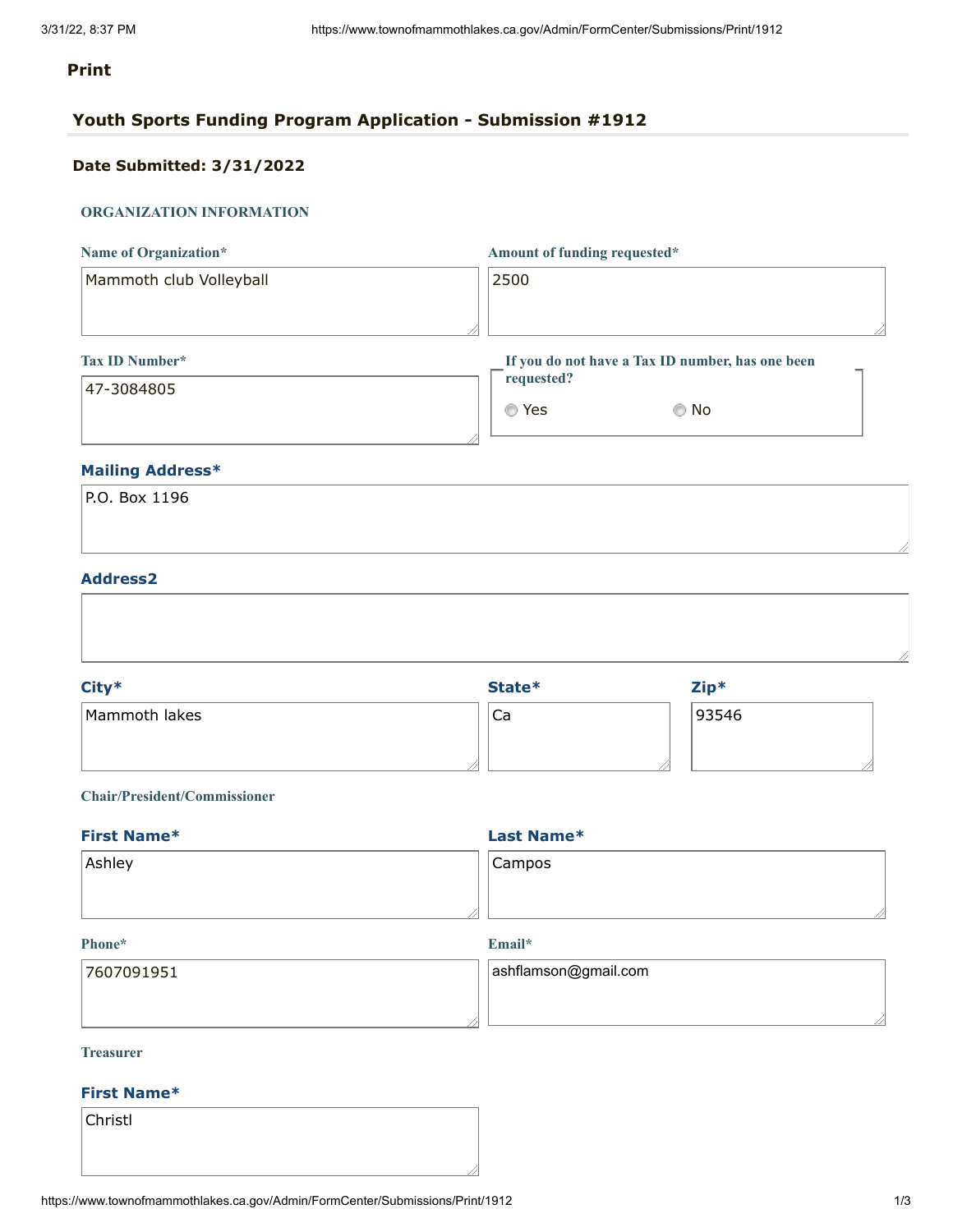**Print**

## Youth Sports Funding Program Application - Submission #1912

**Date Submitted: 3/31/2022**

### ORGANIZATION INFORMATION

**Name of Organization***

Mammoth club Volleyball

**Amount of funding requested***

2500

**Tax ID Number***

47-3084805

**If you do not have a Tax ID number, has one been requested?**

- ○ Yes
- ○ No

**Mailing Address***

P.O. Box 1196

**Address2**

**City***

Mammoth lakes

**State***

Ca

**Zip***

93546

### Chair/President/Commissioner

**First Name***

Ashley

**Last Name***

Campos

**Phone***

7607091951

**Email***

ashflamson@gmail.com

### Treasurer

**First Name***

Christl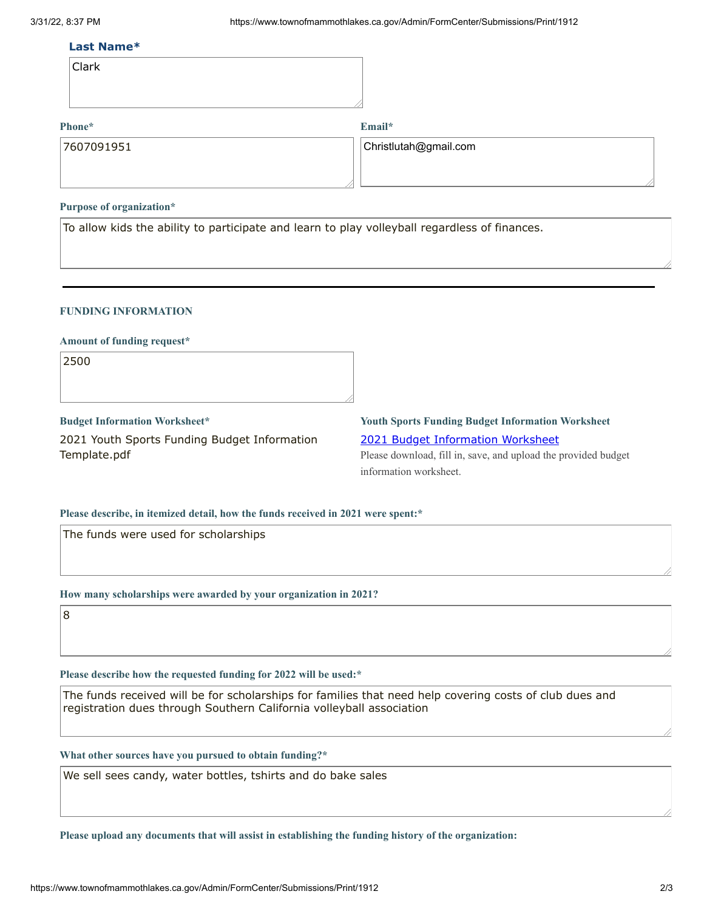**Last Name***

Clark

**Phone***

7607091951

**Email***

Christlutah@gmail.com

**Purpose of organization***

To allow kids the ability to participate and learn to play volleyball regardless of finances.

---

## FUNDING INFORMATION

**Amount of funding request***

2500

**Budget Information Worksheet***

2021 Youth Sports Funding Budget Information Template.pdf

**Youth Sports Funding Budget Information Worksheet**

[2021 Budget Information Worksheet](https://www.townofmammothlakes.ca.gov)

Please download, fill in, save, and upload the provided budget information worksheet.

**Please describe, in itemized detail, how the funds received in 2021 were spent:***

The funds were used for scholarships

**How many scholarships were awarded by your organization in 2021?**

8

**Please describe how the requested funding for 2022 will be used:***

The funds received will be for scholarships for families that need help covering costs of club dues and registration dues through Southern California volleyball association

**What other sources have you pursued to obtain funding?***

We sell sees candy, water bottles, tshirts and do bake sales

**Please upload any documents that will assist in establishing the funding history of the organization:**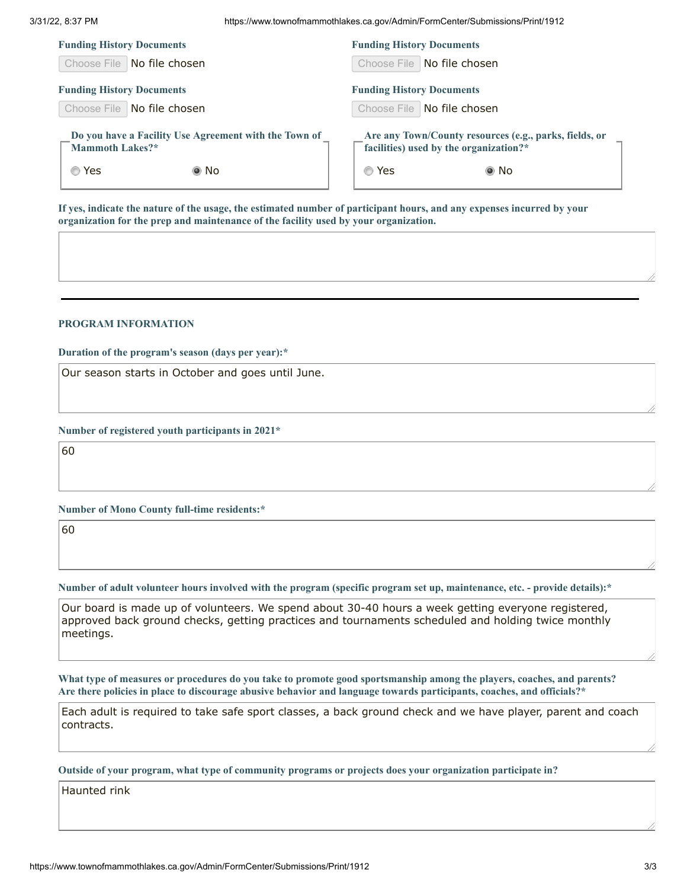**Funding History Documents**

Choose File No file chosen

**Funding History Documents**

Choose File No file chosen

**Funding History Documents**

Choose File No file chosen

**Funding History Documents**

Choose File No file chosen

**Do you have a Facility Use Agreement with the Town of Mammoth Lakes?***

- ( ) Yes
- (•) No

**Are any Town/County resources (e.g., parks, fields, or facilities) used by the organization?***

- ( ) Yes
- (•) No

**If yes, indicate the nature of the usage, the estimated number of participant hours, and any expenses incurred by your organization for the prep and maintenance of the facility used by your organization.**

---

### PROGRAM INFORMATION

**Duration of the program's season (days per year):***

Our season starts in October and goes until June.

**Number of registered youth participants in 2021***

60

**Number of Mono County full-time residents:***

60

**Number of adult volunteer hours involved with the program (specific program set up, maintenance, etc. - provide details):***

Our board is made up of volunteers. We spend about 30-40 hours a week getting everyone registered, approved back ground checks, getting practices and tournaments scheduled and holding twice monthly meetings.

**What type of measures or procedures do you take to promote good sportsmanship among the players, coaches, and parents? Are there policies in place to discourage abusive behavior and language towards participants, coaches, and officials?***

Each adult is required to take safe sport classes, a back ground check and we have player, parent and coach contracts.

**Outside of your program, what type of community programs or projects does your organization participate in?**

Haunted rink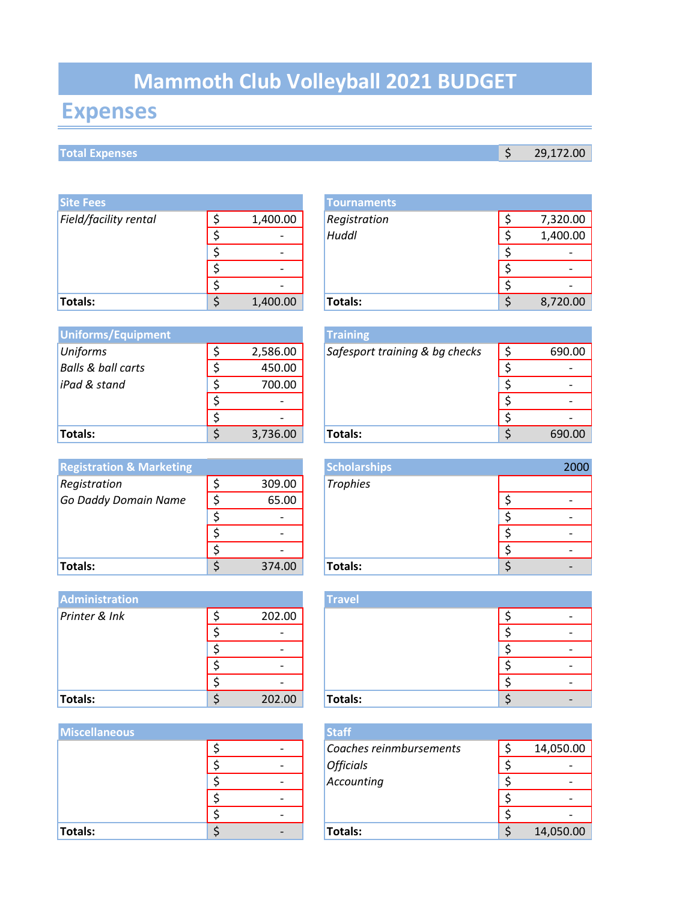# Mammoth Club Volleyball 2021 BUDGET

## Expenses

| Total Expenses | $ 29,172.00 |
|---|---|

| Site Fees | |
|---|---|
| *Field/facility rental* | $ 1,400.00 |
| | $ - |
| | $ - |
| | $ - |
| | $ - |
| **Totals:** | $ 1,400.00 |

| Tournaments | |
|---|---|
| *Registration* | $ 7,320.00 |
| *Huddl* | $ 1,400.00 |
| | $ - |
| | $ - |
| | $ - |
| **Totals:** | $ 8,720.00 |

| Uniforms/Equipment | |
|---|---|
| *Uniforms* | $ 2,586.00 |
| *Balls & ball carts* | $ 450.00 |
| *iPad & stand* | $ 700.00 |
| | $ - |
| | $ - |
| **Totals:** | $ 3,736.00 |

| Training | |
|---|---|
| *Safesport training & bg checks* | $ 690.00 |
| | $ - |
| | $ - |
| | $ - |
| | $ - |
| **Totals:** | $ 690.00 |

| Registration & Marketing | |
|---|---|
| *Registration* | $ 309.00 |
| *Go Daddy Domain Name* | $ 65.00 |
| | $ - |
| | $ - |
| | $ - |
| **Totals:** | $ 374.00 |

| Scholarships | 2000 |
|---|---|
| *Trophies* | |
| | $ - |
| | $ - |
| | $ - |
| | $ - |
| **Totals:** | $ - |

| Administration | |
|---|---|
| *Printer & Ink* | $ 202.00 |
| | $ - |
| | $ - |
| | $ - |
| | $ - |
| **Totals:** | $ 202.00 |

| Travel | |
|---|---|
| | $ - |
| | $ - |
| | $ - |
| | $ - |
| | $ - |
| **Totals:** | $ - |

| Miscellaneous | |
|---|---|
| | $ - |
| | $ - |
| | $ - |
| | $ - |
| | $ - |
| **Totals:** | $ - |

| Staff | |
|---|---|
| *Coaches reinmbursements* | $ 14,050.00 |
| *Officials* | $ - |
| *Accounting* | $ - |
| | $ - |
| | $ - |
| **Totals:** | $ 14,050.00 |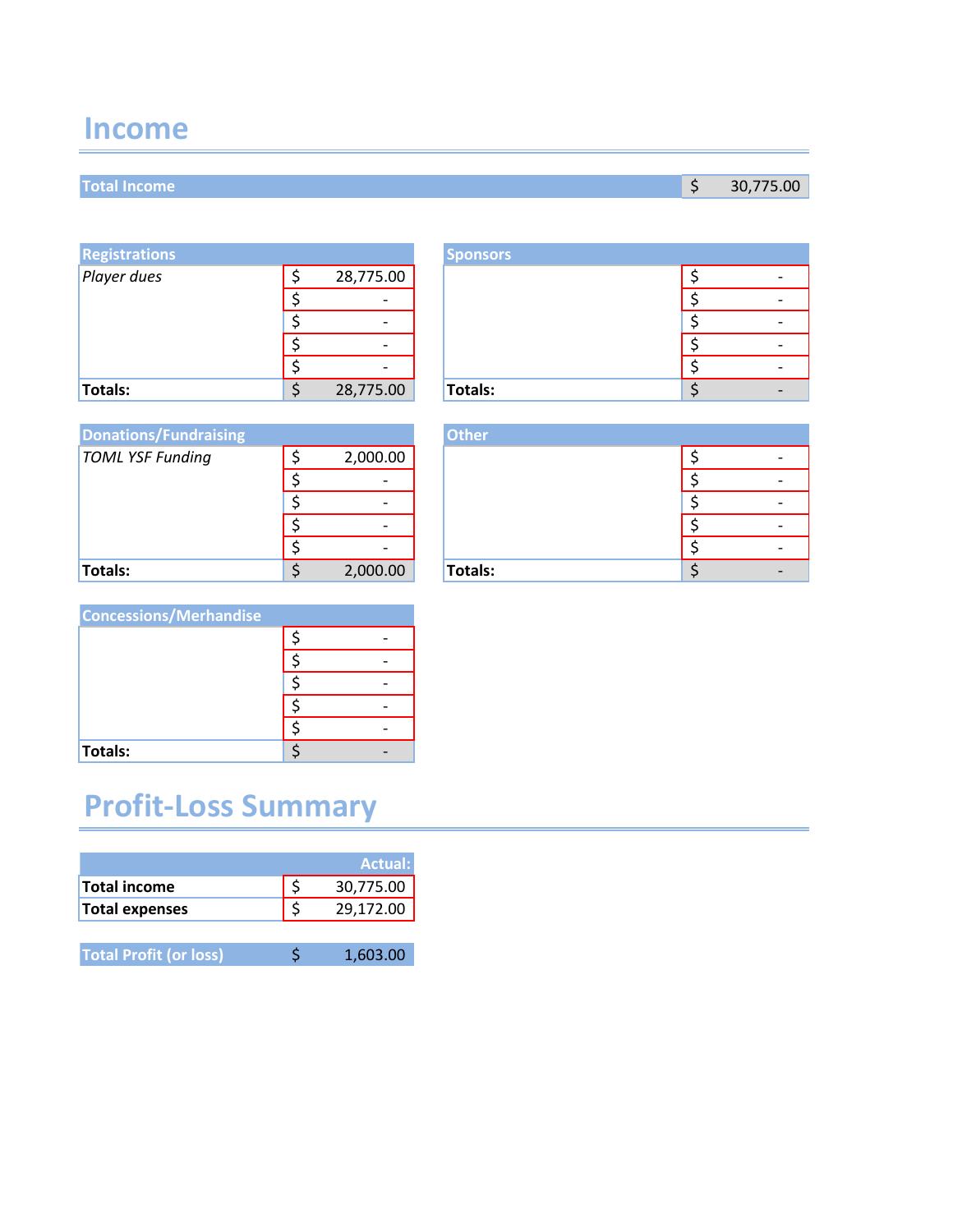# Income

| Total Income | $ 30,775.00 |
|---|---|

| Registrations | |
|---|---|
| *Player dues* | $ 28,775.00 |
| | $ - |
| | $ - |
| | $ - |
| | $ - |
| **Totals:** | $ 28,775.00 |

| Sponsors | |
|---|---|
| | $ - |
| | $ - |
| | $ - |
| | $ - |
| | $ - |
| **Totals:** | $ - |

| Donations/Fundraising | |
|---|---|
| *TOML YSF Funding* | $ 2,000.00 |
| | $ - |
| | $ - |
| | $ - |
| | $ - |
| **Totals:** | $ 2,000.00 |

| Other | |
|---|---|
| | $ - |
| | $ - |
| | $ - |
| | $ - |
| | $ - |
| **Totals:** | $ - |

| Concessions/Merhandise | |
|---|---|
| | $ - |
| | $ - |
| | $ - |
| | $ - |
| | $ - |
| **Totals:** | $ - |

# Profit-Loss Summary

| | Actual: |
|---|---|
| **Total income** | $ 30,775.00 |
| **Total expenses** | $ 29,172.00 |

| Total Profit (or loss) | $ 1,603.00 |
|---|---|